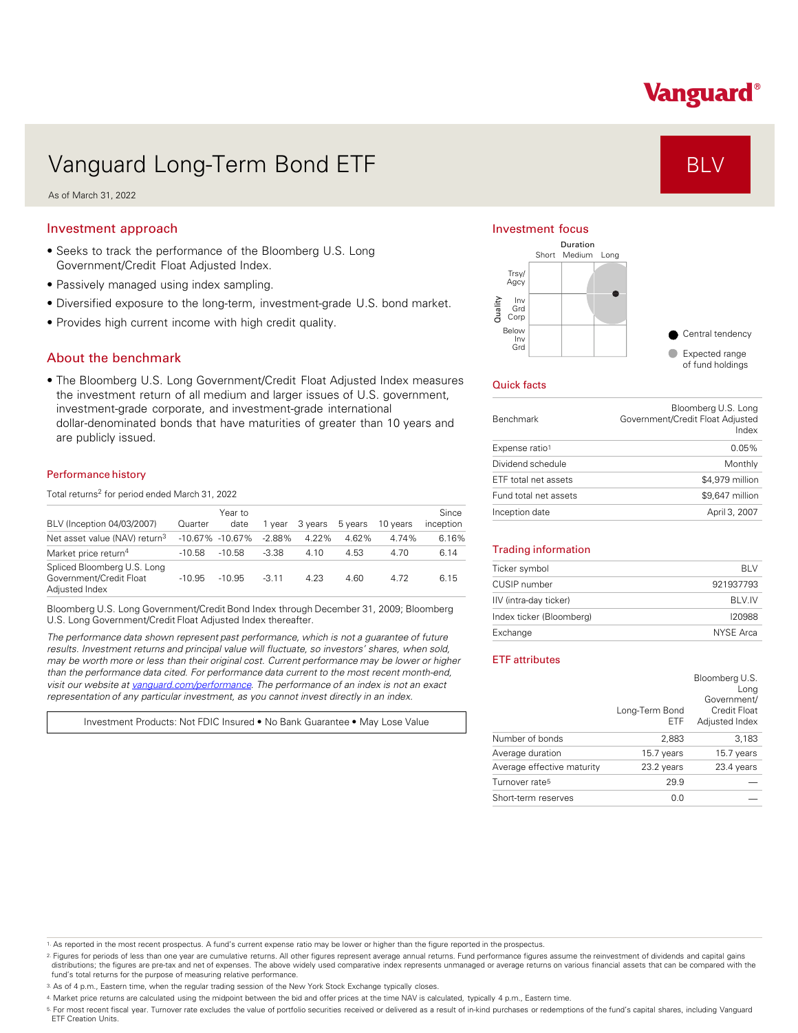# Vanguard Long-Term Bond ETF

**BLV**

As of March 31, 2022

## Investment approach

- Seeks to track the performance of the Bloomberg U.S. Long Government/Credit Float Adjusted Index.
- Passively managed using index sampling.
- Diversified exposure to the long-term, investment-grade U.S. bond market.
- Provides high current income with high credit quality.

## About the benchmark

- The Bloomberg U.S. Long Government/Credit Float Adjusted Index measures the investment return of all medium and larger issues of U.S. government, investment-grade corporate, and investment-grade international dollar-denominated bonds that have maturities of greater than 10 years and are publicly issued.

### Performance history

Total returns[2] for period ended March 31, 2022

| BLV (Inception 04/03/2007) | Quarter | Year to date | 1 year | 3 years | 5 years | 10 years | Since inception |
|---|---|---|---|---|---|---|---|
| Net asset value (NAV) return[3] | -10.67% | -10.67% | -2.88% | 4.22% | 4.62% | 4.74% | 6.16% |
| Market price return[4] | -10.58 | -10.58 | -3.38 | 4.10 | 4.53 | 4.70 | 6.14 |
| Spliced Bloomberg U.S. Long Government/Credit Float Adjusted Index | -10.95 | -10.95 | -3.11 | 4.23 | 4.60 | 4.72 | 6.15 |

Bloomberg U.S. Long Government/Credit Bond Index through December 31, 2009; Bloomberg U.S. Long Government/Credit Float Adjusted Index thereafter.

*The performance data shown represent past performance, which is not a guarantee of future results. Investment returns and principal value will fluctuate, so investors' shares, when sold, may be worth more or less than their original cost. Current performance may be lower or higher than the performance data cited. For performance data current to the most recent month-end, visit our website at vanguard.com/performance. The performance of an index is not an exact representation of any particular investment, as you cannot invest directly in an index.*

Investment Products: Not FDIC Insured • No Bank Guarantee • May Lose Value

## Investment focus

Duration: Short, Medium, Long
Quality: Trsy/Agcy, Inv Grd Corp, Below Inv Grd

● Central tendency
● Expected range of fund holdings

## Quick facts

| | |
|---|---|
| Benchmark | Bloomberg U.S. Long Government/Credit Float Adjusted Index |
| Expense ratio[1] | 0.05% |
| Dividend schedule | Monthly |
| ETF total net assets | $4,979 million |
| Fund total net assets | $9,647 million |
| Inception date | April 3, 2007 |

## Trading information

| | |
|---|---|
| Ticker symbol | BLV |
| CUSIP number | 921937793 |
| IIV (intra-day ticker) | BLV.IV |
| Index ticker (Bloomberg) | I20988 |
| Exchange | NYSE Arca |

## ETF attributes

| | Long-Term Bond ETF | Bloomberg U.S. Long Government/ Credit Float Adjusted Index |
|---|---|---|
| Number of bonds | 2,883 | 3,183 |
| Average duration | 15.7 years | 15.7 years |
| Average effective maturity | 23.2 years | 23.4 years |
| Turnover rate[5] | 29.9 | — |
| Short-term reserves | 0.0 | — |

1. As reported in the most recent prospectus. A fund's current expense ratio may be lower or higher than the figure reported in the prospectus.
2. Figures for periods of less than one year are cumulative returns. All other figures represent average annual returns. Fund performance figures assume the reinvestment of dividends and capital gains distributions; the figures are pre-tax and net of expenses. The above widely used comparative index represents unmanaged or average returns on various financial assets that can be compared with the fund's total returns for the purpose of measuring relative performance.
3. As of 4 p.m., Eastern time, when the regular trading session of the New York Stock Exchange typically closes.
4. Market price returns are calculated using the midpoint between the bid and offer prices at the time NAV is calculated, typically 4 p.m., Eastern time.
5. For most recent fiscal year. Turnover rate excludes the value of portfolio securities received or delivered as a result of in-kind purchases or redemptions of the fund's capital shares, including Vanguard ETF Creation Units.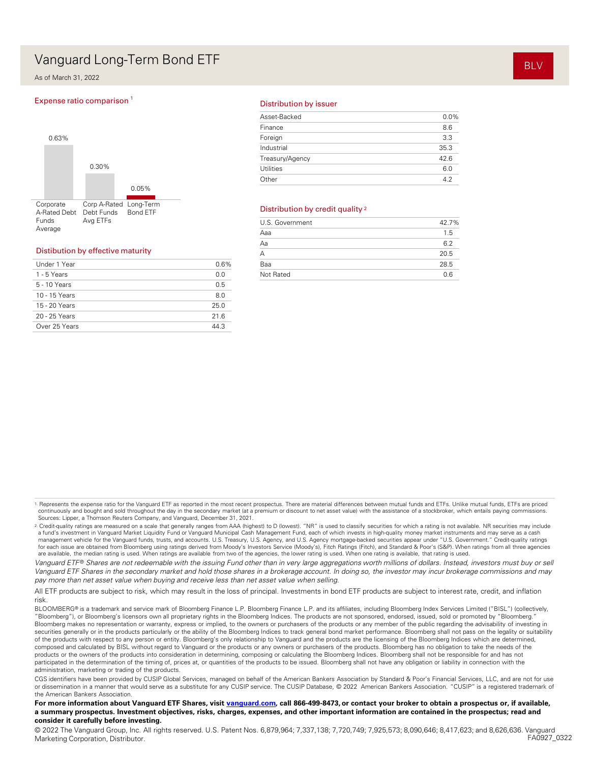# Vanguard Long-Term Bond ETF

As of March 31, 2022

BLV

## Expense ratio comparison [1]

0.63%
0.30%
0.05%

Corporate A-Rated Debt Funds Average
Corp A-Rated Debt Funds Avg ETFs
Long-Term Bond ETF

## Distibution by effective maturity

| | |
|---|---|
| Under 1 Year | 0.6% |
| 1 - 5 Years | 0.0 |
| 5 - 10 Years | 0.5 |
| 10 - 15 Years | 8.0 |
| 15 - 20 Years | 25.0 |
| 20 - 25 Years | 21.6 |
| Over 25 Years | 44.3 |

## Distribution by issuer

| | |
|---|---|
| Asset-Backed | 0.0% |
| Finance | 8.6 |
| Foreign | 3.3 |
| Industrial | 35.3 |
| Treasury/Agency | 42.6 |
| Utilities | 6.0 |
| Other | 4.2 |

## Distribution by credit quality [2]

| | |
|---|---|
| U.S. Government | 42.7% |
| Aaa | 1.5 |
| Aa | 6.2 |
| A | 20.5 |
| Baa | 28.5 |
| Not Rated | 0.6 |

1. Represents the expense ratio for the Vanguard ETF as reported in the most recent prospectus. There are material differences between mutual funds and ETFs. Unlike mutual funds, ETFs are priced continuously and bought and sold throughout the day in the secondary market (at a premium or discount to net asset value) with the assistance of a stockbroker, which entails paying commissions. Sources: Lipper, a Thomson Reuters Company, and Vanguard, December 31, 2021.

2. Credit-quality ratings are measured on a scale that generally ranges from AAA (highest) to D (lowest). "NR" is used to classify securities for which a rating is not available. NR securities may include a fund's investment in Vanguard Market Liquidity Fund or Vanguard Municipal Cash Management Fund, each of which invests in high-quality money market instruments and may serve as a cash management vehicle for the Vanguard funds, trusts, and accounts. U.S. Treasury, U.S. Agency, and U.S. Agency mortgage-backed securities appear under "U.S. Government." Credit-quality ratings for each issue are obtained from Bloomberg using ratings derived from Moody's Investors Service (Moody's), Fitch Ratings (Fitch), and Standard & Poor's (S&P). When ratings from all three agencies are available, the median rating is used. When ratings are available from two of the agencies, the lower rating is used. When one rating is available, that rating is used.

*Vanguard ETF® Shares are not redeemable with the issuing Fund other than in very large aggregations worth millions of dollars. Instead, investors must buy or sell Vanguard ETF Shares in the secondary market and hold those shares in a brokerage account. In doing so, the investor may incur brokerage commissions and may pay more than net asset value when buying and receive less than net asset value when selling.*

All ETF products are subject to risk, which may result in the loss of principal. Investments in bond ETF products are subject to interest rate, credit, and inflation risk.

BLOOMBERG® is a trademark and service mark of Bloomberg Finance L.P. Bloomberg Finance L.P. and its affiliates, including Bloomberg Index Services Limited ("BISL") (collectively, "Bloomberg"), or Bloomberg's licensors own all proprietary rights in the Bloomberg Indices. The products are not sponsored, endorsed, issued, sold or promoted by "Bloomberg." Bloomberg makes no representation or warranty, express or implied, to the owners or purchasers of the products or any member of the public regarding the advisability of investing in securities generally or in the products particularly or the ability of the Bloomberg Indices to track general bond market performance. Bloomberg shall not pass on the legality or suitability of the products with respect to any person or entity. Bloomberg's only relationship to Vanguard and the products are the licensing of the Bloomberg Indices which are determined, composed and calculated by BISL without regard to Vanguard or the products or any owners or purchasers of the products. Bloomberg has no obligation to take the needs of the products or the owners of the products into consideration in determining, composing or calculating the Bloomberg Indices. Bloomberg shall not be responsible for and has not participated in the determination of the timing of, prices at, or quantities of the products to be issued. Bloomberg shall not have any obligation or liability in connection with the administration, marketing or trading of the products.

CGS identifiers have been provided by CUSIP Global Services, managed on behalf of the American Bankers Association by Standard & Poor's Financial Services, LLC, and are not for use or dissemination in a manner that would serve as a substitute for any CUSIP service. The CUSIP Database, © 2022 American Bankers Association. "CUSIP" is a registered trademark of the American Bankers Association.

**For more information about Vanguard ETF Shares, visit vanguard.com, call 866-499-8473, or contact your broker to obtain a prospectus or, if available, a summary prospectus. Investment objectives, risks, charges, expenses, and other important information are contained in the prospectus; read and consider it carefully before investing.**

© 2022 The Vanguard Group, Inc. All rights reserved. U.S. Patent Nos. 6,879,964; 7,337,138; 7,720,749; 7,925,573; 8,090,646; 8,417,623; and 8,626,636. Vanguard Marketing Corporation, Distributor.

FA0927_0322